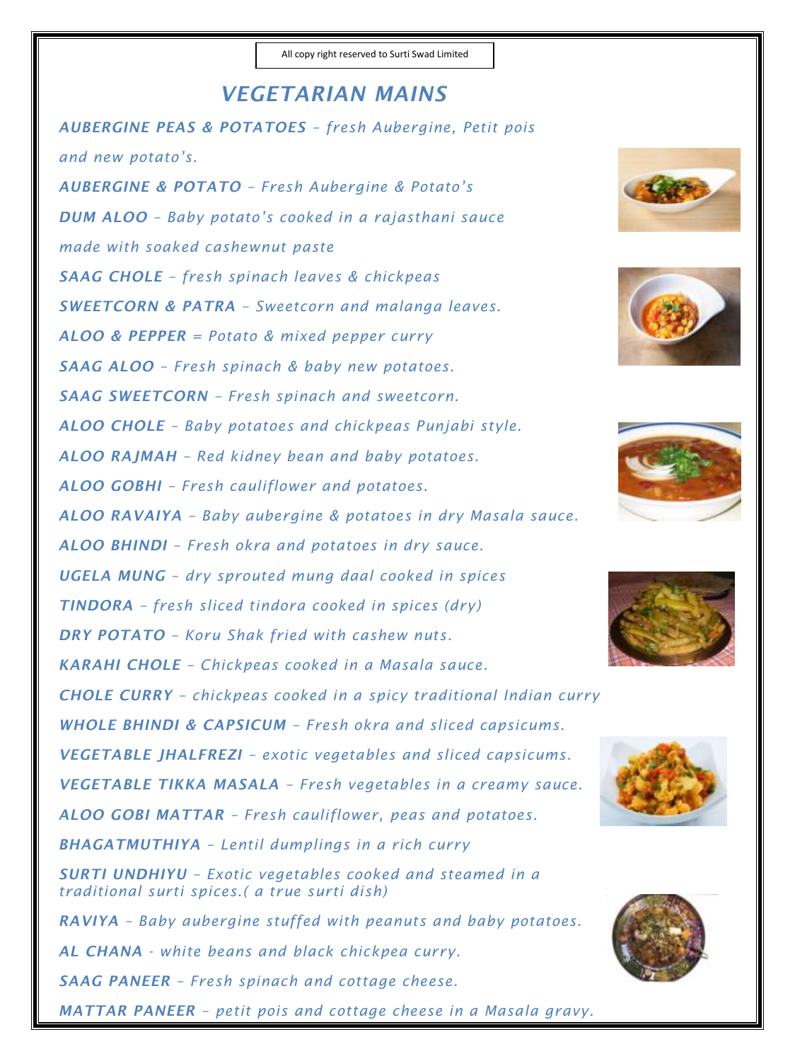All copy right reserved to Surti Swad Limited

# VEGETARIAN MAINS

***AUBERGINE PEAS & POTATOES*** *– fresh Aubergine, Petit pois and new potato's.*

***AUBERGINE & POTATO*** *– Fresh Aubergine & Potato's*

***DUM ALOO*** *– Baby potato's cooked in a rajasthani sauce made with soaked cashewnut paste*

***SAAG CHOLE*** *– fresh spinach leaves & chickpeas*

***SWEETCORN & PATRA*** *– Sweetcorn and malanga leaves.*

***ALOO & PEPPER*** *= Potato & mixed pepper curry*

***SAAG ALOO*** *– Fresh spinach & baby new potatoes.*

***SAAG SWEETCORN*** *– Fresh spinach and sweetcorn.*

***ALOO CHOLE*** *– Baby potatoes and chickpeas Punjabi style.*

***ALOO RAJMAH*** *– Red kidney bean and baby potatoes.*

***ALOO GOBHI*** *– Fresh cauliflower and potatoes.*

***ALOO RAVAIYA*** *– Baby aubergine & potatoes in dry Masala sauce.*

***ALOO BHINDI*** *– Fresh okra and potatoes in dry sauce.*

***UGELA MUNG*** *– dry sprouted mung daal cooked in spices*

***TINDORA*** *– fresh sliced tindora cooked in spices (dry)*

***DRY POTATO*** *– Koru Shak fried with cashew nuts.*

***KARAHI CHOLE*** *– Chickpeas cooked in a Masala sauce.*

***CHOLE CURRY*** *– chickpeas cooked in a spicy traditional Indian curry*

***WHOLE BHINDI & CAPSICUM*** *– Fresh okra and sliced capsicums.*

***VEGETABLE JHALFREZI*** *– exotic vegetables and sliced capsicums.*

***VEGETABLE TIKKA MASALA*** *– Fresh vegetables in a creamy sauce.*

***ALOO GOBI MATTAR*** *– Fresh cauliflower, peas and potatoes.*

***BHAGATMUTHIYA*** *– Lentil dumplings in a rich curry*

***SURTI UNDHIYU*** *– Exotic vegetables cooked and steamed in a traditional surti spices.( a true surti dish)*

***RAVIYA*** *– Baby aubergine stuffed with peanuts and baby potatoes.*

***AL CHANA*** *- white beans and black chickpea curry.*

***SAAG PANEER*** *– Fresh spinach and cottage cheese.*

***MATTAR PANEER*** *– petit pois and cottage cheese in a Masala gravy.*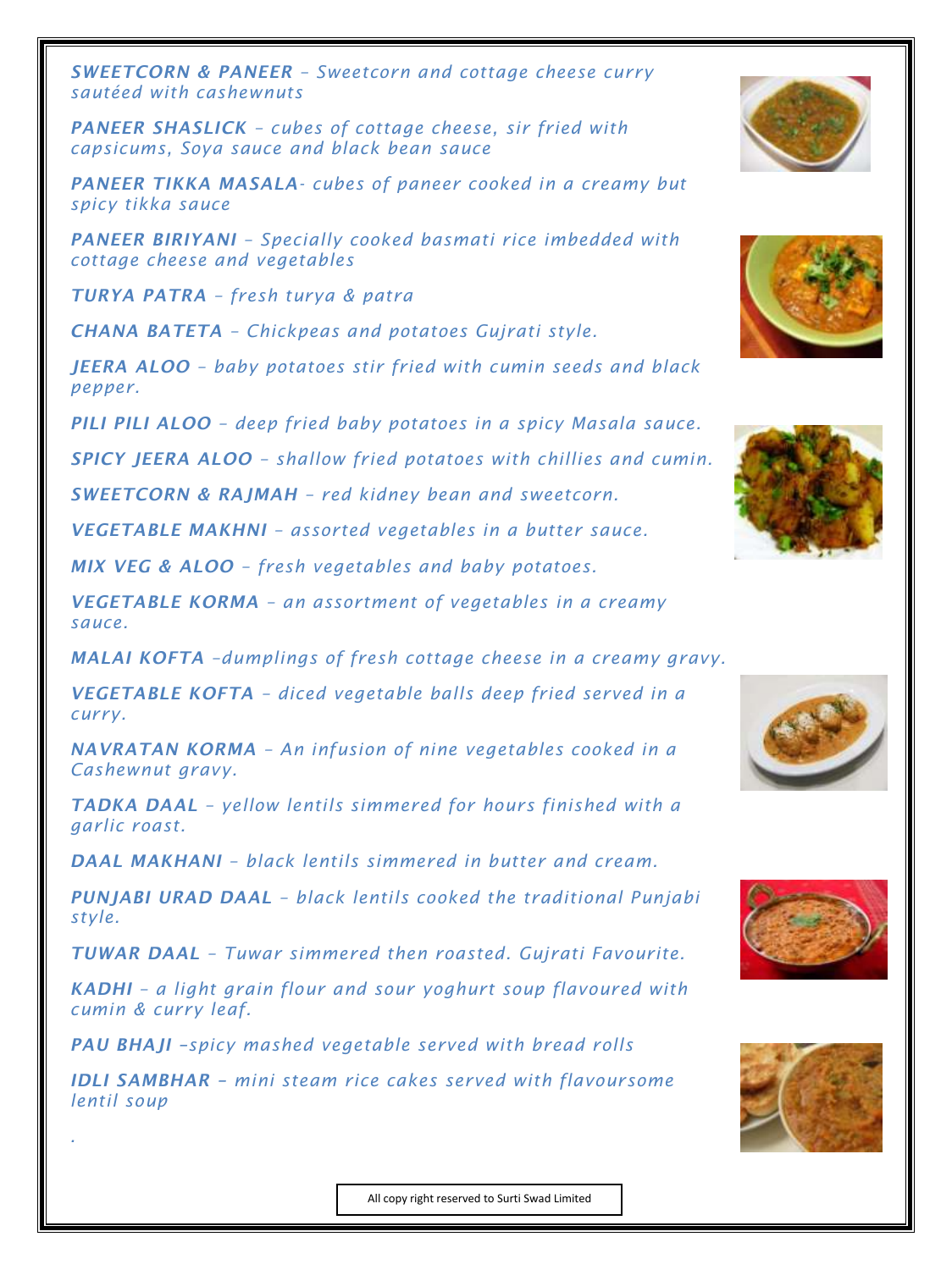***SWEETCORN & PANEER** - Sweetcorn and cottage cheese curry sautéed with cashewnuts*

***PANEER SHASLICK** - cubes of cottage cheese, sir fried with capsicums, Soya sauce and black bean sauce*

***PANEER TIKKA MASALA**- cubes of paneer cooked in a creamy but spicy tikka sauce*

***PANEER BIRIYANI** - Specially cooked basmati rice imbedded with cottage cheese and vegetables*

***TURYA PATRA** - fresh turya & patra*

***CHANA BATETA** - Chickpeas and potatoes Gujrati style.*

***JEERA ALOO** - baby potatoes stir fried with cumin seeds and black pepper.*

***PILI PILI ALOO** - deep fried baby potatoes in a spicy Masala sauce.*

***SPICY JEERA ALOO** - shallow fried potatoes with chillies and cumin.*

***SWEETCORN & RAJMAH** - red kidney bean and sweetcorn.*

***VEGETABLE MAKHNI** - assorted vegetables in a butter sauce.*

***MIX VEG & ALOO** - fresh vegetables and baby potatoes.*

***VEGETABLE KORMA** - an assortment of vegetables in a creamy sauce.*

***MALAI KOFTA** -dumplings of fresh cottage cheese in a creamy gravy.*

***VEGETABLE KOFTA** - diced vegetable balls deep fried served in a curry.*

***NAVRATAN KORMA** - An infusion of nine vegetables cooked in a Cashewnut gravy.*

***TADKA DAAL** - yellow lentils simmered for hours finished with a garlic roast.*

***DAAL MAKHANI** - black lentils simmered in butter and cream.*

***PUNJABI URAD DAAL** - black lentils cooked the traditional Punjabi style.*

***TUWAR DAAL** - Tuwar simmered then roasted. Gujrati Favourite.*

***KADHI** - a light grain flour and sour yoghurt soup flavoured with cumin & curry leaf.*

***PAU BHAJI** -spicy mashed vegetable served with bread rolls*

***IDLI SAMBHAR** - mini steam rice cakes served with flavoursome lentil soup*

.

All copy right reserved to Surti Swad Limited